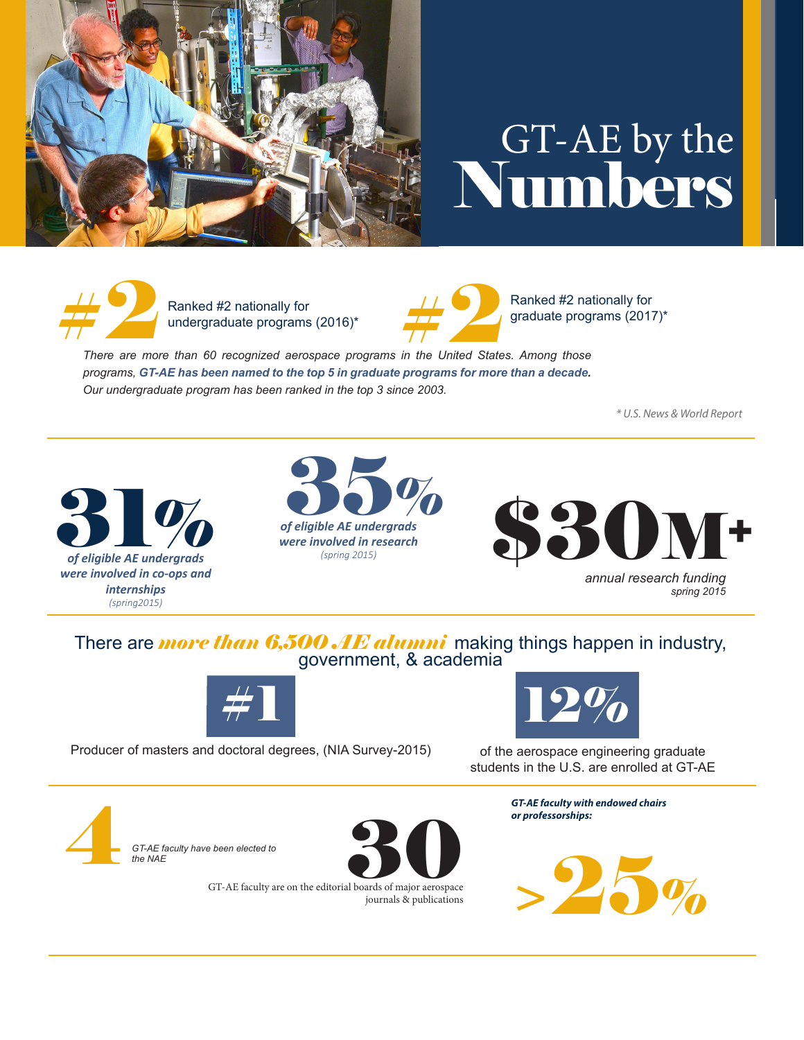# GT-AE by the Numbers

**#2** Ranked #2 nationally for undergraduate programs (2016)*

**#2** Ranked #2 nationally for graduate programs (2017)*

*There are more than 60 recognized aerospace programs in the United States. Among those programs, **GT-AE has been named to the top 5 in graduate programs for more than a decade.** Our undergraduate program has been ranked in the top 3 since 2003.*

*\* U.S. News & World Report*

---

**31%**
***of eligible AE undergrads were involved in co-ops and internships***
*(spring2015)*

**35%**
***of eligible AE undergrads were involved in research***
*(spring 2015)*

**$30M+**
*annual research funding*
*spring 2015*

---

There are ***more than 6,500 AE alumni*** making things happen in industry, government, & academia

**#1**
Producer of masters and doctoral degrees, (NIA Survey-2015)

**12%**
of the aerospace engineering graduate students in the U.S. are enrolled at GT-AE

---

**4**
*GT-AE faculty have been elected to the NAE*

**30**
GT-AE faculty are on the editorial boards of major aerospace journals & publications

***GT-AE faculty with endowed chairs or professorships:***

**>25%**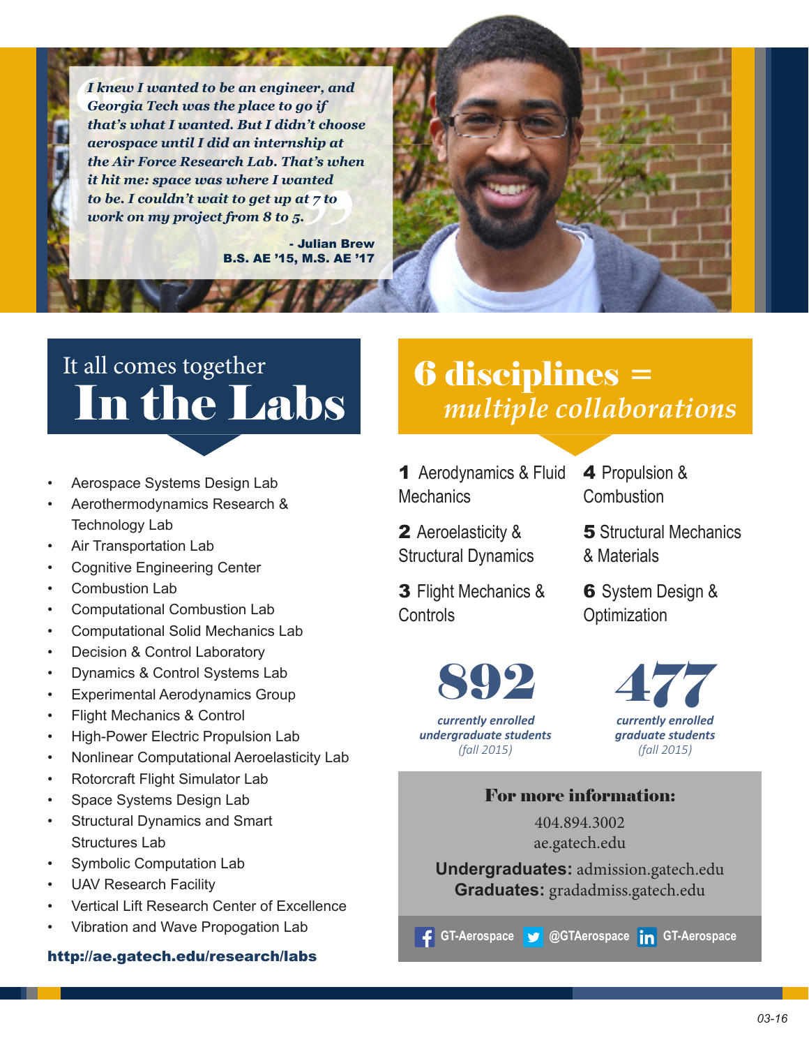*"I knew I wanted to be an engineer, and Georgia Tech was the place to go if that's what I wanted. But I didn't choose aerospace until I did an internship at the Air Force Research Lab. That's when it hit me: space was where I wanted to be. I couldn't wait to get up at 7 to work on my project from 8 to 5."*

**- Julian Brew**
**B.S. AE '15, M.S. AE '17**

## It all comes together
# In the Labs

- Aerospace Systems Design Lab
- Aerothermodynamics Research & Technology Lab
- Air Transportation Lab
- Cognitive Engineering Center
- Combustion Lab
- Computational Combustion Lab
- Computational Solid Mechanics Lab
- Decision & Control Laboratory
- Dynamics & Control Systems Lab
- Experimental Aerodynamics Group
- Flight Mechanics & Control
- High-Power Electric Propulsion Lab
- Nonlinear Computational Aeroelasticity Lab
- Rotorcraft Flight Simulator Lab
- Space Systems Design Lab
- Structural Dynamics and Smart Structures Lab
- Symbolic Computation Lab
- UAV Research Facility
- Vertical Lift Research Center of Excellence
- Vibration and Wave Propogation Lab

**http://ae.gatech.edu/research/labs**

# 6 disciplines = *multiple collaborations*

**1** Aerodynamics & Fluid Mechanics

**2** Aeroelasticity & Structural Dynamics

**3** Flight Mechanics & Controls

**4** Propulsion & Combustion

**5** Structural Mechanics & Materials

**6** System Design & Optimization

**892**
*currently enrolled undergraduate students*
*(fall 2015)*

**477**
*currently enrolled graduate students*
*(fall 2015)*

**For more information:**

404.894.3002
ae.gatech.edu

**Undergraduates:** admission.gatech.edu
**Graduates:** gradadmiss.gatech.edu

GT-Aerospace @GTAerospace GT-Aerospace

03-16